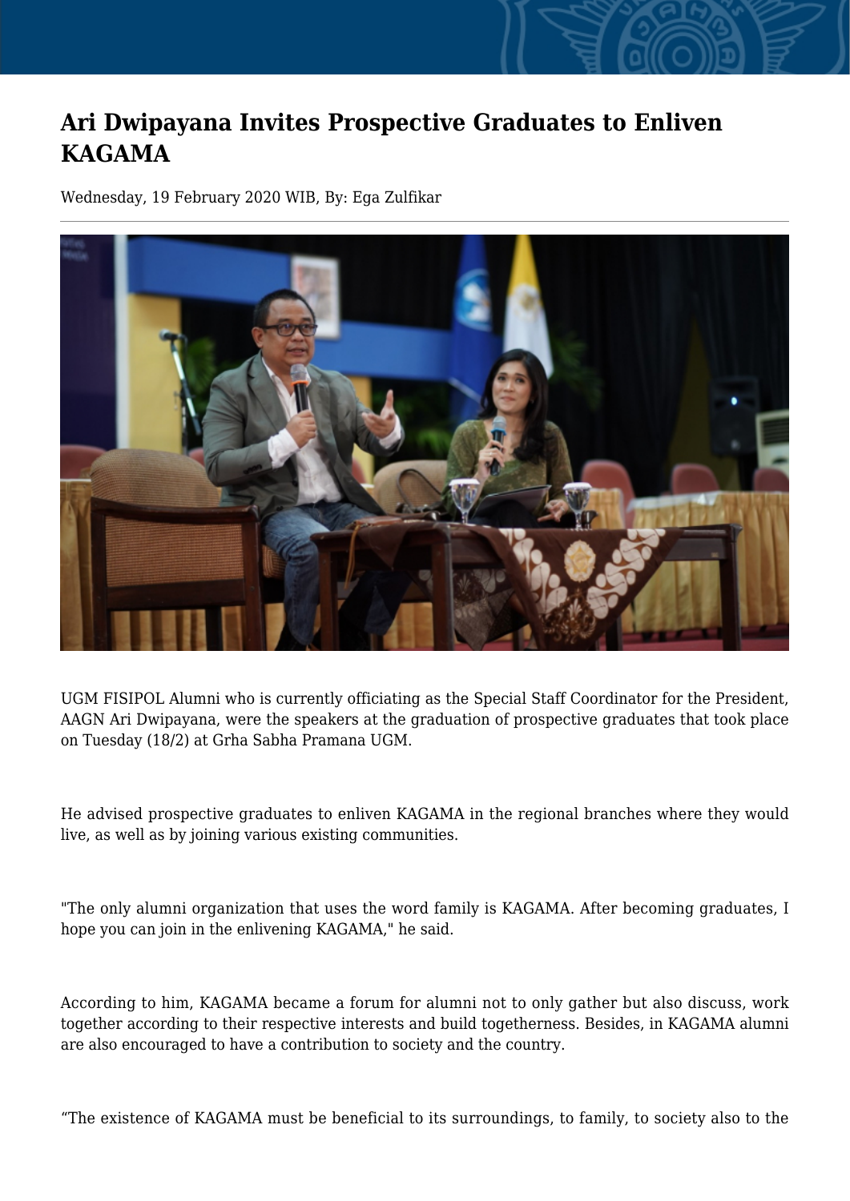# Ari Dwipayana Invites Prospective Graduates to Enliven KAGAMA

Wednesday, 19 February 2020 WIB, By: Ega Zulfikar

---

UGM FISIPOL Alumni who is currently officiating as the Special Staff Coordinator for the President, AAGN Ari Dwipayana, were the speakers at the graduation of prospective graduates that took place on Tuesday (18/2) at Grha Sabha Pramana UGM.

He advised prospective graduates to enliven KAGAMA in the regional branches where they would live, as well as by joining various existing communities.

"The only alumni organization that uses the word family is KAGAMA. After becoming graduates, I hope you can join in the enlivening KAGAMA," he said.

According to him, KAGAMA became a forum for alumni not to only gather but also discuss, work together according to their respective interests and build togetherness. Besides, in KAGAMA alumni are also encouraged to have a contribution to society and the country.

“The existence of KAGAMA must be beneficial to its surroundings, to family, to society also to the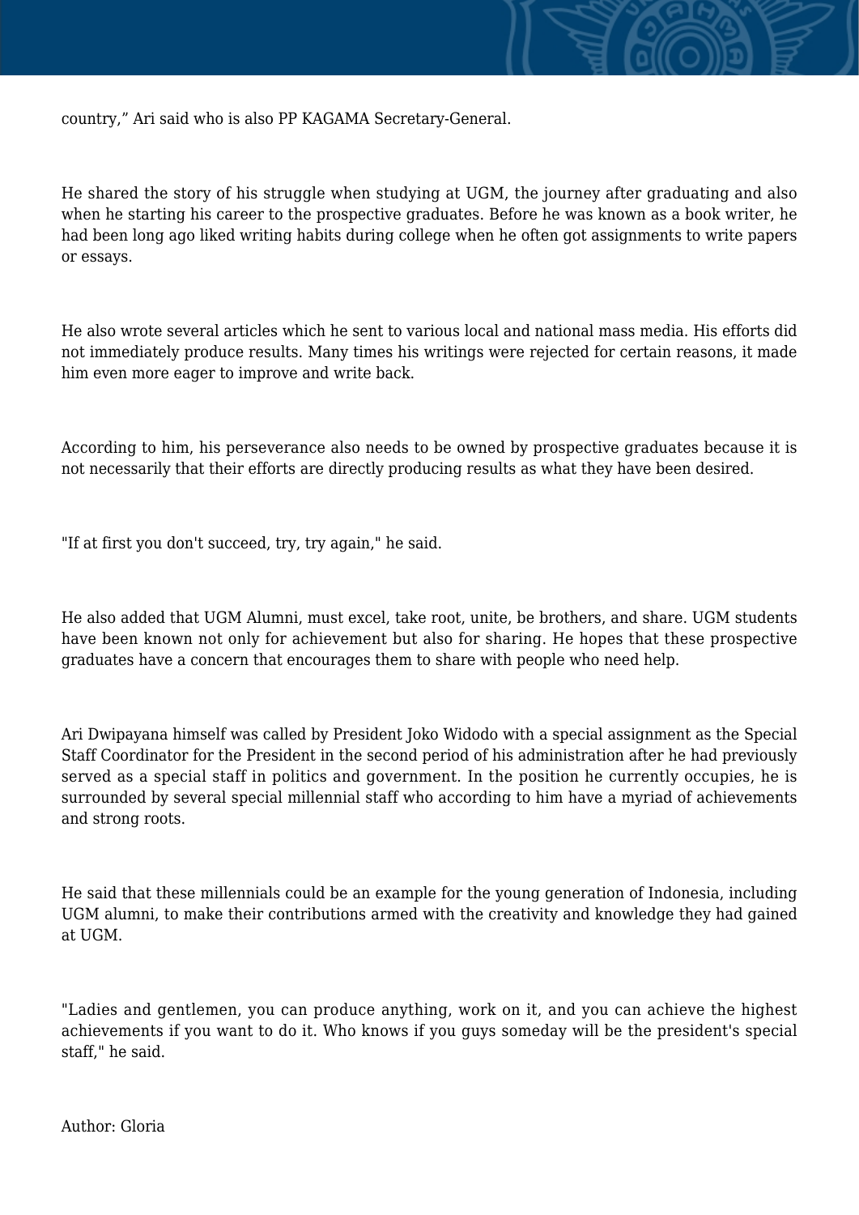country," Ari said who is also PP KAGAMA Secretary-General.

He shared the story of his struggle when studying at UGM, the journey after graduating and also when he starting his career to the prospective graduates. Before he was known as a book writer, he had been long ago liked writing habits during college when he often got assignments to write papers or essays.

He also wrote several articles which he sent to various local and national mass media. His efforts did not immediately produce results. Many times his writings were rejected for certain reasons, it made him even more eager to improve and write back.

According to him, his perseverance also needs to be owned by prospective graduates because it is not necessarily that their efforts are directly producing results as what they have been desired.

"If at first you don't succeed, try, try again," he said.

He also added that UGM Alumni, must excel, take root, unite, be brothers, and share. UGM students have been known not only for achievement but also for sharing. He hopes that these prospective graduates have a concern that encourages them to share with people who need help.

Ari Dwipayana himself was called by President Joko Widodo with a special assignment as the Special Staff Coordinator for the President in the second period of his administration after he had previously served as a special staff in politics and government. In the position he currently occupies, he is surrounded by several special millennial staff who according to him have a myriad of achievements and strong roots.

He said that these millennials could be an example for the young generation of Indonesia, including UGM alumni, to make their contributions armed with the creativity and knowledge they had gained at UGM.

"Ladies and gentlemen, you can produce anything, work on it, and you can achieve the highest achievements if you want to do it. Who knows if you guys someday will be the president's special staff," he said.

Author: Gloria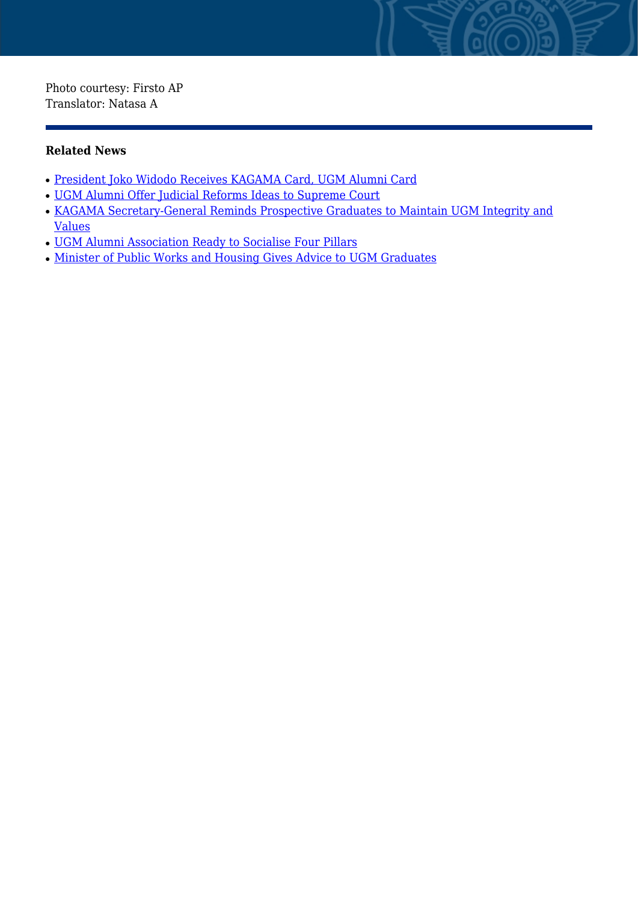Photo courtesy: Firsto AP
Translator: Natasa A

## Related News

- [President Joko Widodo Receives KAGAMA Card, UGM Alumni Card]
- [UGM Alumni Offer Judicial Reforms Ideas to Supreme Court]
- [KAGAMA Secretary-General Reminds Prospective Graduates to Maintain UGM Integrity and Values]
- [UGM Alumni Association Ready to Socialise Four Pillars]
- [Minister of Public Works and Housing Gives Advice to UGM Graduates]